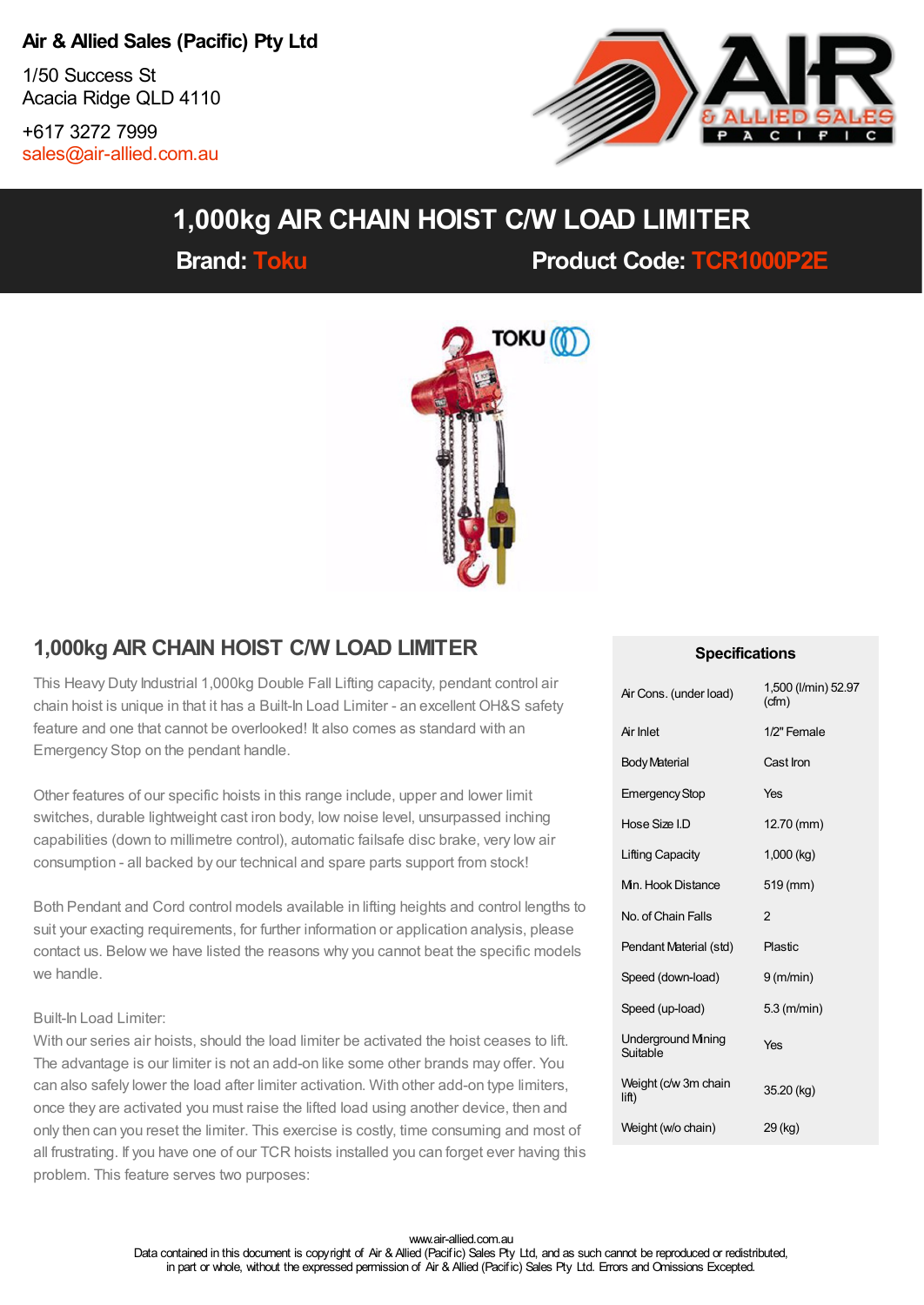**Air & Allied Sales (Pacific) Pty Ltd**

1/50 Success St
Acacia Ridge QLD 4110

+617 3272 7999
sales@air-allied.com.au

# 1,000kg AIR CHAIN HOIST C/W LOAD LIMITER

**Brand: Toku** **Product Code: TCR1000P2E**

## 1,000kg AIR CHAIN HOIST C/W LOAD LIMITER

This Heavy Duty Industrial 1,000kg Double Fall Lifting capacity, pendant control air chain hoist is unique in that it has a Built-In Load Limiter - an excellent OH&S safety feature and one that cannot be overlooked! It also comes as standard with an Emergency Stop on the pendant handle.

Other features of our specific hoists in this range include, upper and lower limit switches, durable lightweight cast iron body, low noise level, unsurpassed inching capabilities (down to millimetre control), automatic failsafe disc brake, very low air consumption - all backed by our technical and spare parts support from stock!

Both Pendant and Cord control models available in lifting heights and control lengths to suit your exacting requirements, for further information or application analysis, please contact us. Below we have listed the reasons why you cannot beat the specific models we handle.

Built-In Load Limiter:
With our series air hoists, should the load limiter be activated the hoist ceases to lift. The advantage is our limiter is not an add-on like some other brands may offer. You can also safely lower the load after limiter activation. With other add-on type limiters, once they are activated you must raise the lifted load using another device, then and only then can you reset the limiter. This exercise is costly, time consuming and most of all frustrating. If you have one of our TCR hoists installed you can forget ever having this problem. This feature serves two purposes:

### Specifications

| Specification | Value |
|---|---|
| Air Cons. (under load) | 1,500 (l/min) 52.97 (cfm) |
| Air Inlet | 1/2" Female |
| Body Material | Cast Iron |
| Emergency Stop | Yes |
| Hose Size I.D | 12.70 (mm) |
| Lifting Capacity | 1,000 (kg) |
| Min. Hook Distance | 519 (mm) |
| No. of Chain Falls | 2 |
| Pendant Material (std) | Plastic |
| Speed (down-load) | 9 (m/min) |
| Speed (up-load) | 5.3 (m/min) |
| Underground Mining Suitable | Yes |
| Weight (c/w 3m chain lift) | 35.20 (kg) |
| Weight (w/o chain) | 29 (kg) |

www.air-allied.com.au
Data contained in this document is copyright of Air & Allied (Pacific) Sales Pty Ltd, and as such cannot be reproduced or redistributed, in part or whole, without the expressed permission of Air & Allied (Pacific) Sales Pty Ltd. Errors and Omissions Excepted.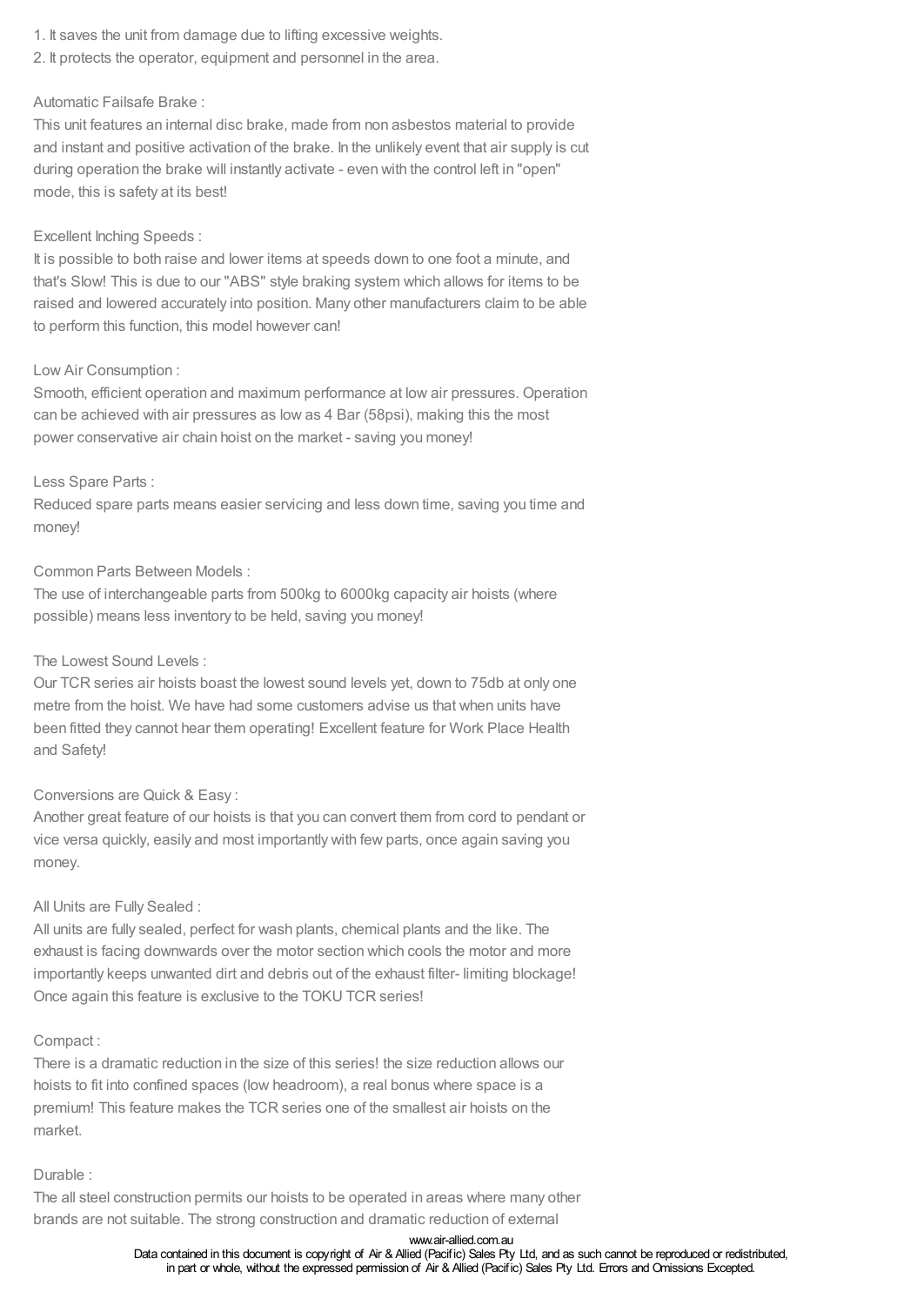1. It saves the unit from damage due to lifting excessive weights.
2. It protects the operator, equipment and personnel in the area.

Automatic Failsafe Brake :

This unit features an internal disc brake, made from non asbestos material to provide and instant and positive activation of the brake. In the unlikely event that air supply is cut during operation the brake will instantly activate - even with the control left in "open" mode, this is safety at its best!

Excellent Inching Speeds :

It is possible to both raise and lower items at speeds down to one foot a minute, and that's Slow! This is due to our "ABS" style braking system which allows for items to be raised and lowered accurately into position. Many other manufacturers claim to be able to perform this function, this model however can!

Low Air Consumption :

Smooth, efficient operation and maximum performance at low air pressures. Operation can be achieved with air pressures as low as 4 Bar (58psi), making this the most power conservative air chain hoist on the market - saving you money!

Less Spare Parts :

Reduced spare parts means easier servicing and less down time, saving you time and money!

Common Parts Between Models :

The use of interchangeable parts from 500kg to 6000kg capacity air hoists (where possible) means less inventory to be held, saving you money!

The Lowest Sound Levels :

Our TCR series air hoists boast the lowest sound levels yet, down to 75db at only one metre from the hoist. We have had some customers advise us that when units have been fitted they cannot hear them operating! Excellent feature for Work Place Health and Safety!

Conversions are Quick & Easy :

Another great feature of our hoists is that you can convert them from cord to pendant or vice versa quickly, easily and most importantly with few parts, once again saving you money.

All Units are Fully Sealed :

All units are fully sealed, perfect for wash plants, chemical plants and the like. The exhaust is facing downwards over the motor section which cools the motor and more importantly keeps unwanted dirt and debris out of the exhaust filter- limiting blockage! Once again this feature is exclusive to the TOKU TCR series!

Compact :

There is a dramatic reduction in the size of this series! the size reduction allows our hoists to fit into confined spaces (low headroom), a real bonus where space is a premium! This feature makes the TCR series one of the smallest air hoists on the market.

Durable :

The all steel construction permits our hoists to be operated in areas where many other brands are not suitable. The strong construction and dramatic reduction of external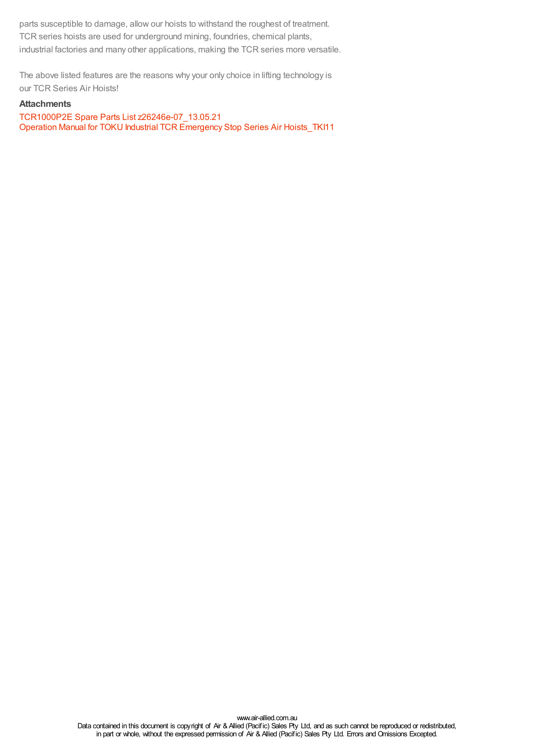parts susceptible to damage, allow our hoists to withstand the roughest of treatment. TCR series hoists are used for underground mining, foundries, chemical plants, industrial factories and many other applications, making the TCR series more versatile.

The above listed features are the reasons why your only choice in lifting technology is our TCR Series Air Hoists!

**Attachments**

TCR1000P2E Spare Parts List z26246e-07_13.05.21
Operation Manual for TOKU Industrial TCR Emergency Stop Series Air Hoists_TKI11